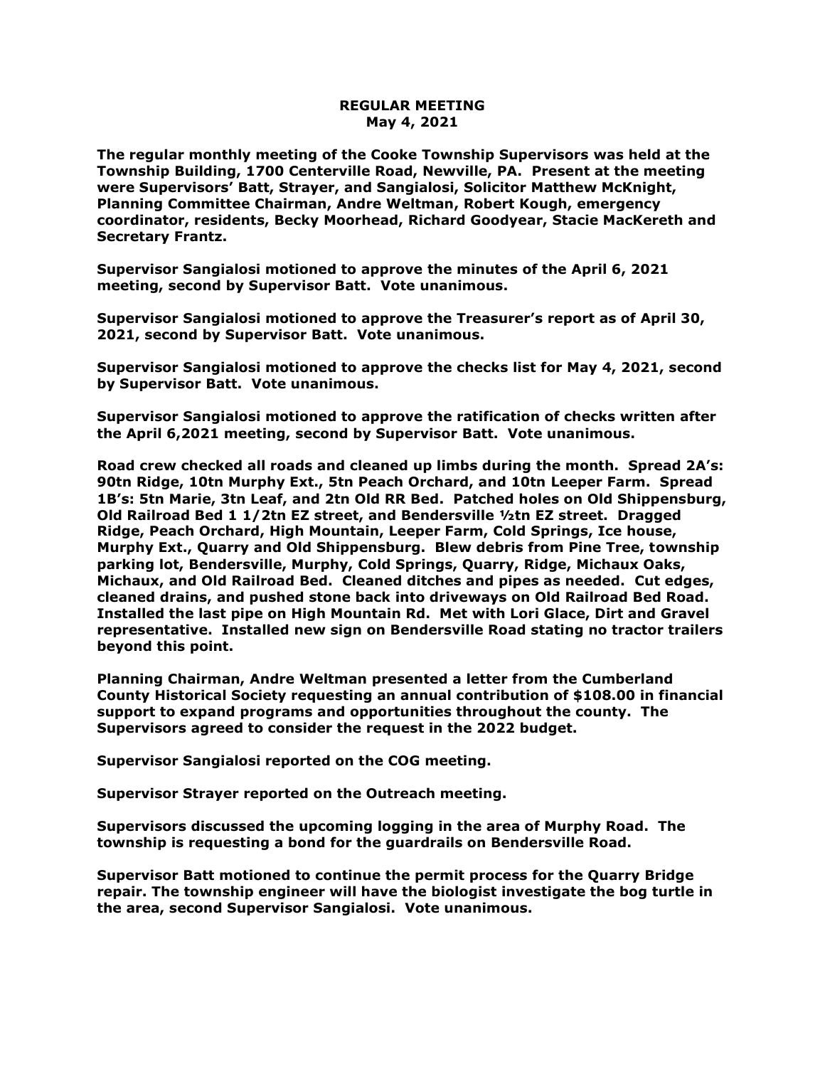**REGULAR MEETING**
**May 4, 2021**

**The regular monthly meeting of the Cooke Township Supervisors was held at the Township Building, 1700 Centerville Road, Newville, PA. Present at the meeting were Supervisors' Batt, Strayer, and Sangialosi, Solicitor Matthew McKnight, Planning Committee Chairman, Andre Weltman, Robert Kough, emergency coordinator, residents, Becky Moorhead, Richard Goodyear, Stacie MacKereth and Secretary Frantz.**

**Supervisor Sangialosi motioned to approve the minutes of the April 6, 2021 meeting, second by Supervisor Batt. Vote unanimous.**

**Supervisor Sangialosi motioned to approve the Treasurer's report as of April 30, 2021, second by Supervisor Batt. Vote unanimous.**

**Supervisor Sangialosi motioned to approve the checks list for May 4, 2021, second by Supervisor Batt. Vote unanimous.**

**Supervisor Sangialosi motioned to approve the ratification of checks written after the April 6,2021 meeting, second by Supervisor Batt. Vote unanimous.**

**Road crew checked all roads and cleaned up limbs during the month. Spread 2A's: 90tn Ridge, 10tn Murphy Ext., 5tn Peach Orchard, and 10tn Leeper Farm. Spread 1B's: 5tn Marie, 3tn Leaf, and 2tn Old RR Bed. Patched holes on Old Shippensburg, Old Railroad Bed 1 1/2tn EZ street, and Bendersville ½tn EZ street. Dragged Ridge, Peach Orchard, High Mountain, Leeper Farm, Cold Springs, Ice house, Murphy Ext., Quarry and Old Shippensburg. Blew debris from Pine Tree, township parking lot, Bendersville, Murphy, Cold Springs, Quarry, Ridge, Michaux Oaks, Michaux, and Old Railroad Bed. Cleaned ditches and pipes as needed. Cut edges, cleaned drains, and pushed stone back into driveways on Old Railroad Bed Road. Installed the last pipe on High Mountain Rd. Met with Lori Glace, Dirt and Gravel representative. Installed new sign on Bendersville Road stating no tractor trailers beyond this point.**

**Planning Chairman, Andre Weltman presented a letter from the Cumberland County Historical Society requesting an annual contribution of $108.00 in financial support to expand programs and opportunities throughout the county. The Supervisors agreed to consider the request in the 2022 budget.**

**Supervisor Sangialosi reported on the COG meeting.**

**Supervisor Strayer reported on the Outreach meeting.**

**Supervisors discussed the upcoming logging in the area of Murphy Road. The township is requesting a bond for the guardrails on Bendersville Road.**

**Supervisor Batt motioned to continue the permit process for the Quarry Bridge repair. The township engineer will have the biologist investigate the bog turtle in the area, second Supervisor Sangialosi. Vote unanimous.**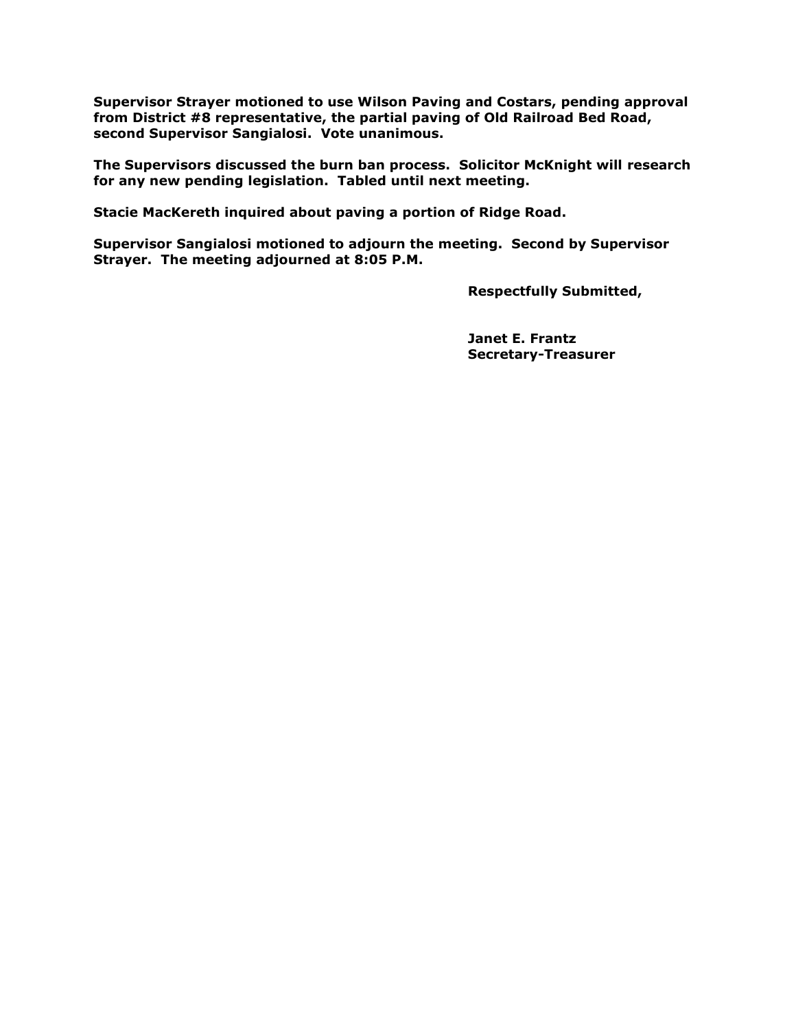**Supervisor Strayer motioned to use Wilson Paving and Costars, pending approval from District #8 representative, the partial paving of Old Railroad Bed Road, second Supervisor Sangialosi. Vote unanimous.**

**The Supervisors discussed the burn ban process. Solicitor McKnight will research for any new pending legislation. Tabled until next meeting.**

**Stacie MacKereth inquired about paving a portion of Ridge Road.**

**Supervisor Sangialosi motioned to adjourn the meeting. Second by Supervisor Strayer. The meeting adjourned at 8:05 P.M.**

**Respectfully Submitted,**

**Janet E. Frantz**
**Secretary-Treasurer**